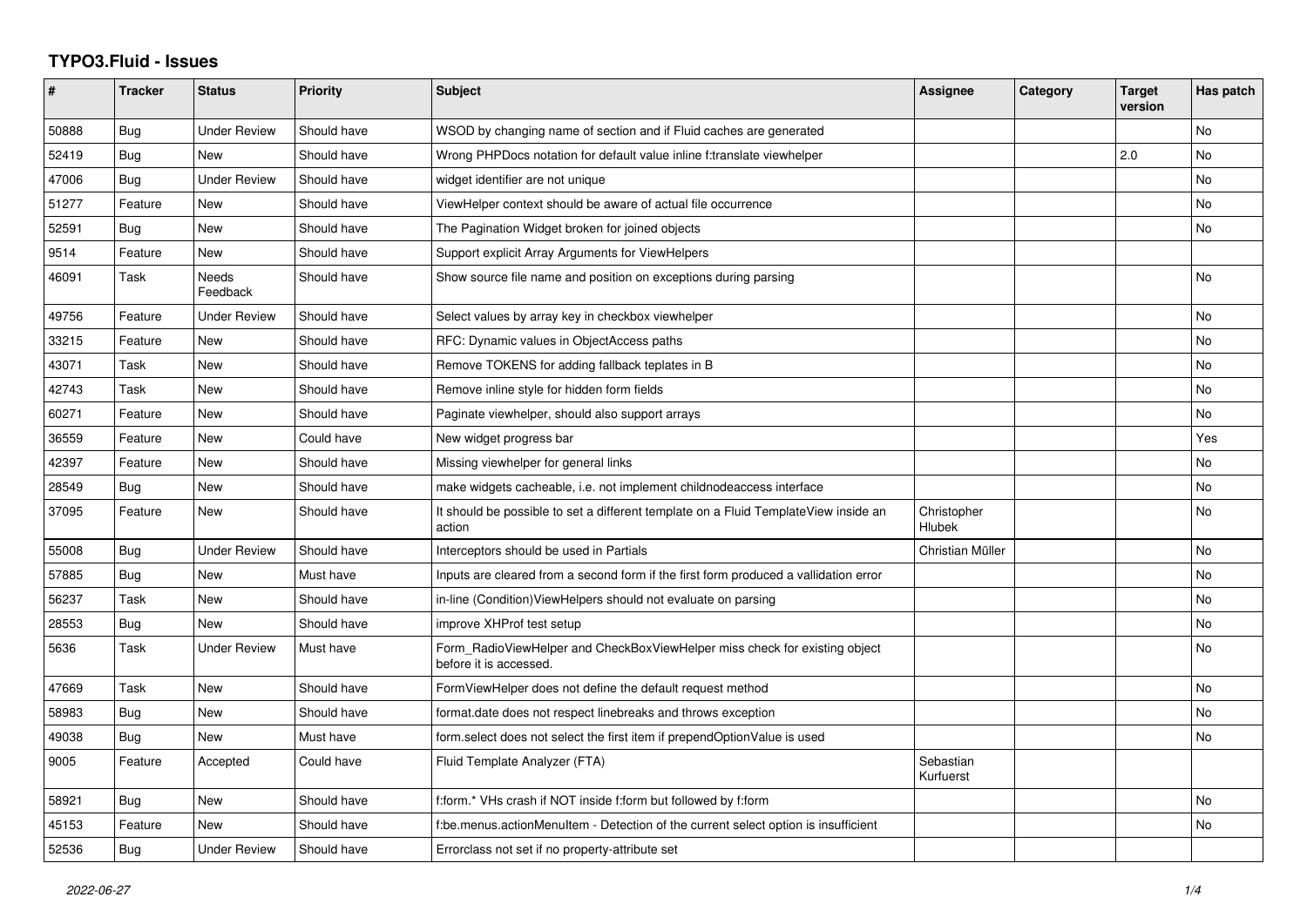# TYPO3.Fluid - Issues

| # | Tracker | Status | Priority | Subject | Assignee | Category | Target version | Has patch |
|---|---|---|---|---|---|---|---|---|
| 50888 | Bug | Under Review | Should have | WSOD by changing name of section and if Fluid caches are generated | | | | No |
| 52419 | Bug | New | Should have | Wrong PHPDocs notation for default value inline f:translate viewhelper | | | 2.0 | No |
| 47006 | Bug | Under Review | Should have | widget identifier are not unique | | | | No |
| 51277 | Feature | New | Should have | ViewHelper context should be aware of actual file occurrence | | | | No |
| 52591 | Bug | New | Should have | The Pagination Widget broken for joined objects | | | | No |
| 9514 | Feature | New | Should have | Support explicit Array Arguments for ViewHelpers | | | | |
| 46091 | Task | Needs Feedback | Should have | Show source file name and position on exceptions during parsing | | | | No |
| 49756 | Feature | Under Review | Should have | Select values by array key in checkbox viewhelper | | | | No |
| 33215 | Feature | New | Should have | RFC: Dynamic values in ObjectAccess paths | | | | No |
| 43071 | Task | New | Should have | Remove TOKENS for adding fallback teplates in B | | | | No |
| 42743 | Task | New | Should have | Remove inline style for hidden form fields | | | | No |
| 60271 | Feature | New | Should have | Paginate viewhelper, should also support arrays | | | | No |
| 36559 | Feature | New | Could have | New widget progress bar | | | | Yes |
| 42397 | Feature | New | Should have | Missing viewhelper for general links | | | | No |
| 28549 | Bug | New | Should have | make widgets cacheable, i.e. not implement childnodeaccess interface | | | | No |
| 37095 | Feature | New | Should have | It should be possible to set a different template on a Fluid TemplateView inside an action | Christopher Hlubek | | | No |
| 55008 | Bug | Under Review | Should have | Interceptors should be used in Partials | Christian Müller | | | No |
| 57885 | Bug | New | Must have | Inputs are cleared from a second form if the first form produced a vallidation error | | | | No |
| 56237 | Task | New | Should have | in-line (Condition)ViewHelpers should not evaluate on parsing | | | | No |
| 28553 | Bug | New | Should have | improve XHProf test setup | | | | No |
| 5636 | Task | Under Review | Must have | Form_RadioViewHelper and CheckBoxViewHelper miss check for existing object before it is accessed. | | | | No |
| 47669 | Task | New | Should have | FormViewHelper does not define the default request method | | | | No |
| 58983 | Bug | New | Should have | format.date does not respect linebreaks and throws exception | | | | No |
| 49038 | Bug | New | Must have | form.select does not select the first item if prependOptionValue is used | | | | No |
| 9005 | Feature | Accepted | Could have | Fluid Template Analyzer (FTA) | Sebastian Kurfuerst | | | |
| 58921 | Bug | New | Should have | f:form.* VHs crash if NOT inside f:form but followed by f:form | | | | No |
| 45153 | Feature | New | Should have | f:be.menus.actionMenuItem - Detection of the current select option is insufficient | | | | No |
| 52536 | Bug | Under Review | Should have | Errorclass not set if no property-attribute set | | | | |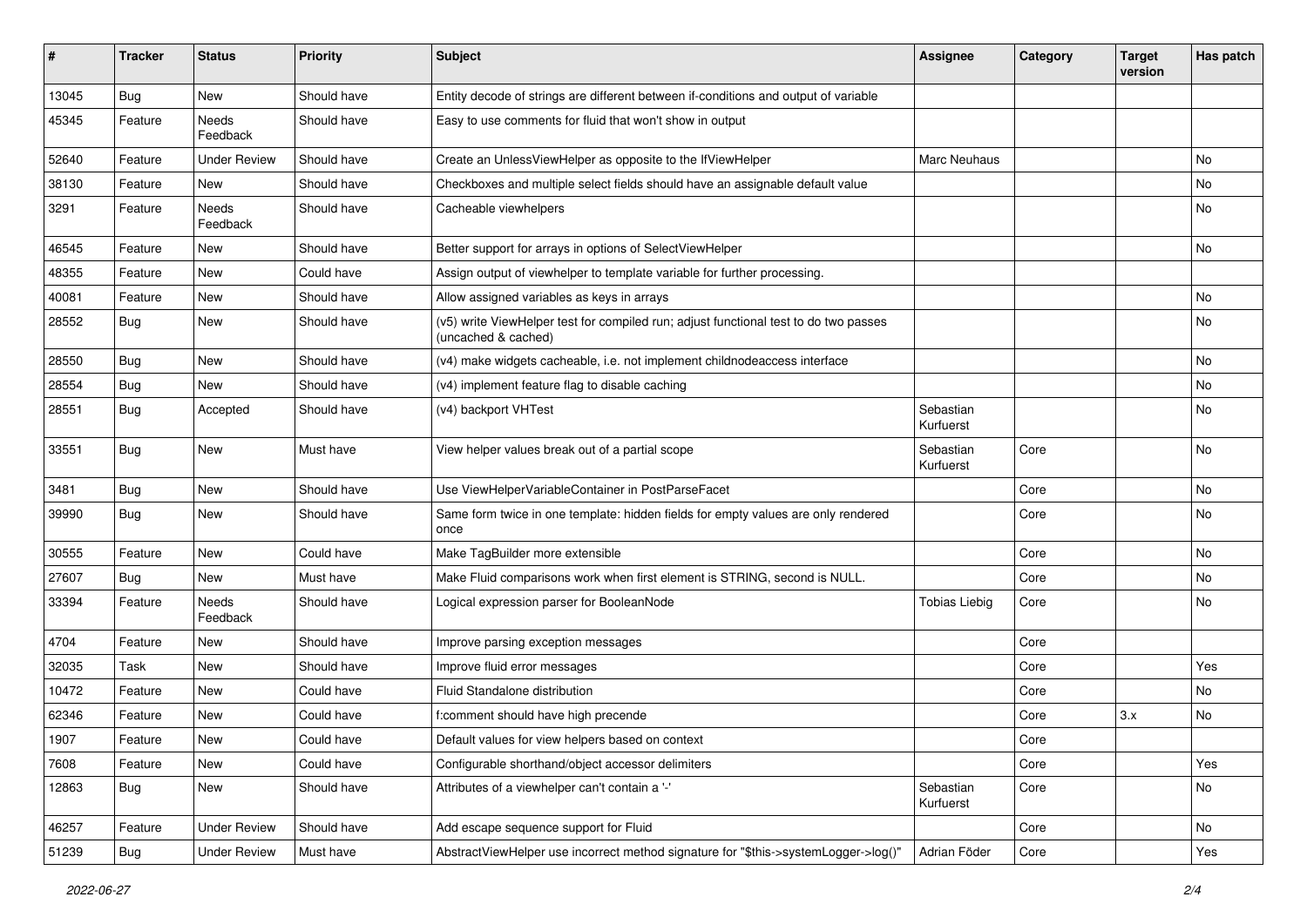| # | Tracker | Status | Priority | Subject | Assignee | Category | Target version | Has patch |
|---|---|---|---|---|---|---|---|---|
| 13045 | Bug | New | Should have | Entity decode of strings are different between if-conditions and output of variable | | | | |
| 45345 | Feature | Needs Feedback | Should have | Easy to use comments for fluid that won't show in output | | | | |
| 52640 | Feature | Under Review | Should have | Create an UnlessViewHelper as opposite to the IfViewHelper | Marc Neuhaus | | | No |
| 38130 | Feature | New | Should have | Checkboxes and multiple select fields should have an assignable default value | | | | No |
| 3291 | Feature | Needs Feedback | Should have | Cacheable viewhelpers | | | | No |
| 46545 | Feature | New | Should have | Better support for arrays in options of SelectViewHelper | | | | No |
| 48355 | Feature | New | Could have | Assign output of viewhelper to template variable for further processing. | | | | |
| 40081 | Feature | New | Should have | Allow assigned variables as keys in arrays | | | | No |
| 28552 | Bug | New | Should have | (v5) write ViewHelper test for compiled run; adjust functional test to do two passes (uncached & cached) | | | | No |
| 28550 | Bug | New | Should have | (v4) make widgets cacheable, i.e. not implement childnodeaccess interface | | | | No |
| 28554 | Bug | New | Should have | (v4) implement feature flag to disable caching | | | | No |
| 28551 | Bug | Accepted | Should have | (v4) backport VHTest | Sebastian Kurfuerst | | | No |
| 33551 | Bug | New | Must have | View helper values break out of a partial scope | Sebastian Kurfuerst | Core | | No |
| 3481 | Bug | New | Should have | Use ViewHelperVariableContainer in PostParseFacet | | Core | | No |
| 39990 | Bug | New | Should have | Same form twice in one template: hidden fields for empty values are only rendered once | | Core | | No |
| 30555 | Feature | New | Could have | Make TagBuilder more extensible | | Core | | No |
| 27607 | Bug | New | Must have | Make Fluid comparisons work when first element is STRING, second is NULL. | | Core | | No |
| 33394 | Feature | Needs Feedback | Should have | Logical expression parser for BooleanNode | Tobias Liebig | Core | | No |
| 4704 | Feature | New | Should have | Improve parsing exception messages | | Core | | |
| 32035 | Task | New | Should have | Improve fluid error messages | | Core | | Yes |
| 10472 | Feature | New | Could have | Fluid Standalone distribution | | Core | | No |
| 62346 | Feature | New | Could have | f:comment should have high precende | | Core | 3.x | No |
| 1907 | Feature | New | Could have | Default values for view helpers based on context | | Core | | |
| 7608 | Feature | New | Could have | Configurable shorthand/object accessor delimiters | | Core | | Yes |
| 12863 | Bug | New | Should have | Attributes of a viewhelper can't contain a '-' | Sebastian Kurfuerst | Core | | No |
| 46257 | Feature | Under Review | Should have | Add escape sequence support for Fluid | | Core | | No |
| 51239 | Bug | Under Review | Must have | AbstractViewHelper use incorrect method signature for "$this->systemLogger->log()" | Adrian Föder | Core | | Yes |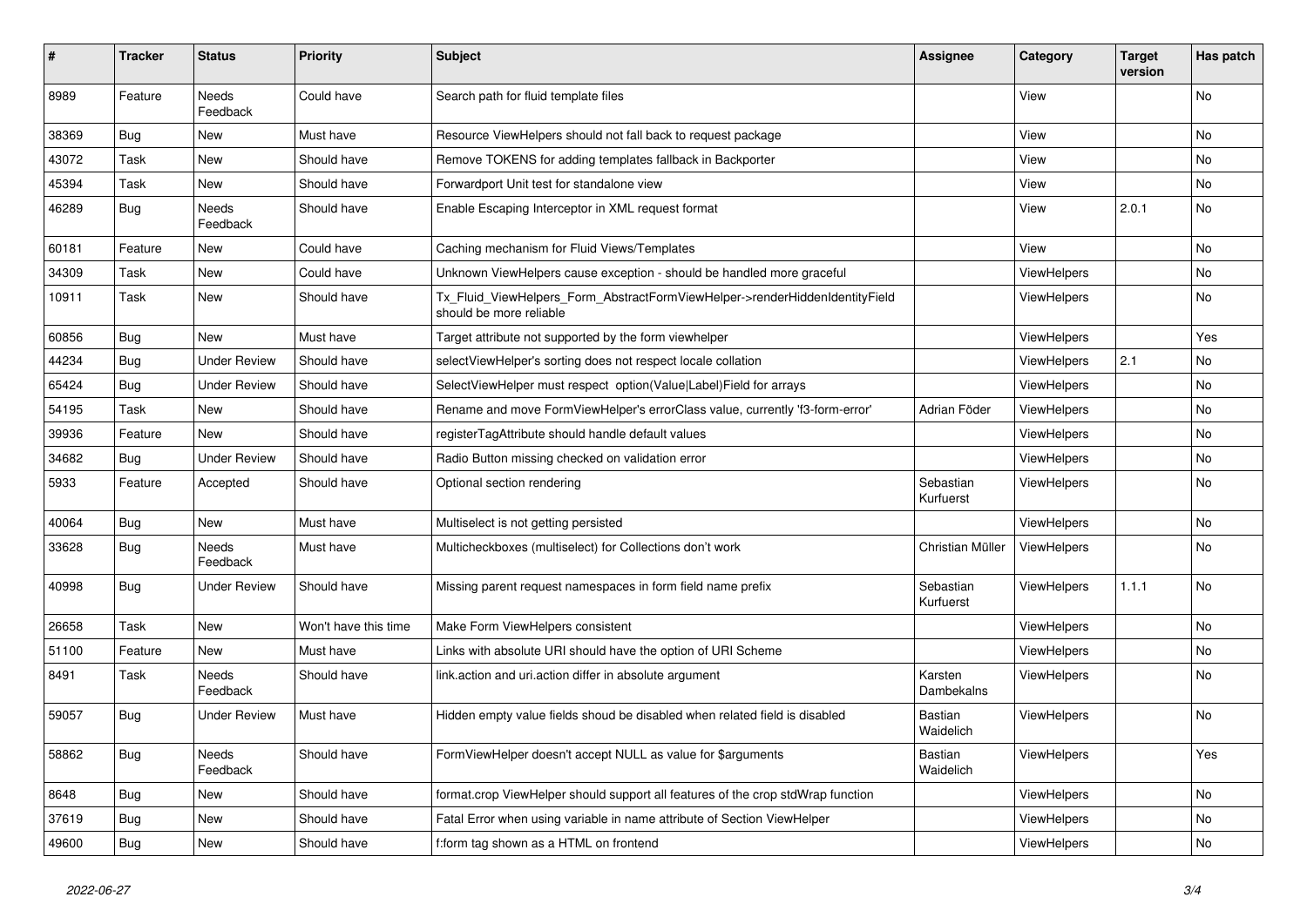| # | Tracker | Status | Priority | Subject | Assignee | Category | Target version | Has patch |
|---|---|---|---|---|---|---|---|---|
| 8989 | Feature | Needs Feedback | Could have | Search path for fluid template files | | View | | No |
| 38369 | Bug | New | Must have | Resource ViewHelpers should not fall back to request package | | View | | No |
| 43072 | Task | New | Should have | Remove TOKENS for adding templates fallback in Backporter | | View | | No |
| 45394 | Task | New | Should have | Forwardport Unit test for standalone view | | View | | No |
| 46289 | Bug | Needs Feedback | Should have | Enable Escaping Interceptor in XML request format | | View | 2.0.1 | No |
| 60181 | Feature | New | Could have | Caching mechanism for Fluid Views/Templates | | View | | No |
| 34309 | Task | New | Could have | Unknown ViewHelpers cause exception - should be handled more graceful | | ViewHelpers | | No |
| 10911 | Task | New | Should have | Tx_Fluid_ViewHelpers_Form_AbstractFormViewHelper->renderHiddenIdentityField should be more reliable | | ViewHelpers | | No |
| 60856 | Bug | New | Must have | Target attribute not supported by the form viewhelper | | ViewHelpers | | Yes |
| 44234 | Bug | Under Review | Should have | selectViewHelper's sorting does not respect locale collation | | ViewHelpers | 2.1 | No |
| 65424 | Bug | Under Review | Should have | SelectViewHelper must respect option(Value\|Label)Field for arrays | | ViewHelpers | | No |
| 54195 | Task | New | Should have | Rename and move FormViewHelper's errorClass value, currently 'f3-form-error' | Adrian Föder | ViewHelpers | | No |
| 39936 | Feature | New | Should have | registerTagAttribute should handle default values | | ViewHelpers | | No |
| 34682 | Bug | Under Review | Should have | Radio Button missing checked on validation error | | ViewHelpers | | No |
| 5933 | Feature | Accepted | Should have | Optional section rendering | Sebastian Kurfuerst | ViewHelpers | | No |
| 40064 | Bug | New | Must have | Multiselect is not getting persisted | | ViewHelpers | | No |
| 33628 | Bug | Needs Feedback | Must have | Multicheckboxes (multiselect) for Collections don't work | Christian Müller | ViewHelpers | | No |
| 40998 | Bug | Under Review | Should have | Missing parent request namespaces in form field name prefix | Sebastian Kurfuerst | ViewHelpers | 1.1.1 | No |
| 26658 | Task | New | Won't have this time | Make Form ViewHelpers consistent | | ViewHelpers | | No |
| 51100 | Feature | New | Must have | Links with absolute URI should have the option of URI Scheme | | ViewHelpers | | No |
| 8491 | Task | Needs Feedback | Should have | link.action and uri.action differ in absolute argument | Karsten Dambekalns | ViewHelpers | | No |
| 59057 | Bug | Under Review | Must have | Hidden empty value fields shoud be disabled when related field is disabled | Bastian Waidelich | ViewHelpers | | No |
| 58862 | Bug | Needs Feedback | Should have | FormViewHelper doesn't accept NULL as value for $arguments | Bastian Waidelich | ViewHelpers | | Yes |
| 8648 | Bug | New | Should have | format.crop ViewHelper should support all features of the crop stdWrap function | | ViewHelpers | | No |
| 37619 | Bug | New | Should have | Fatal Error when using variable in name attribute of Section ViewHelper | | ViewHelpers | | No |
| 49600 | Bug | New | Should have | f:form tag shown as a HTML on frontend | | ViewHelpers | | No |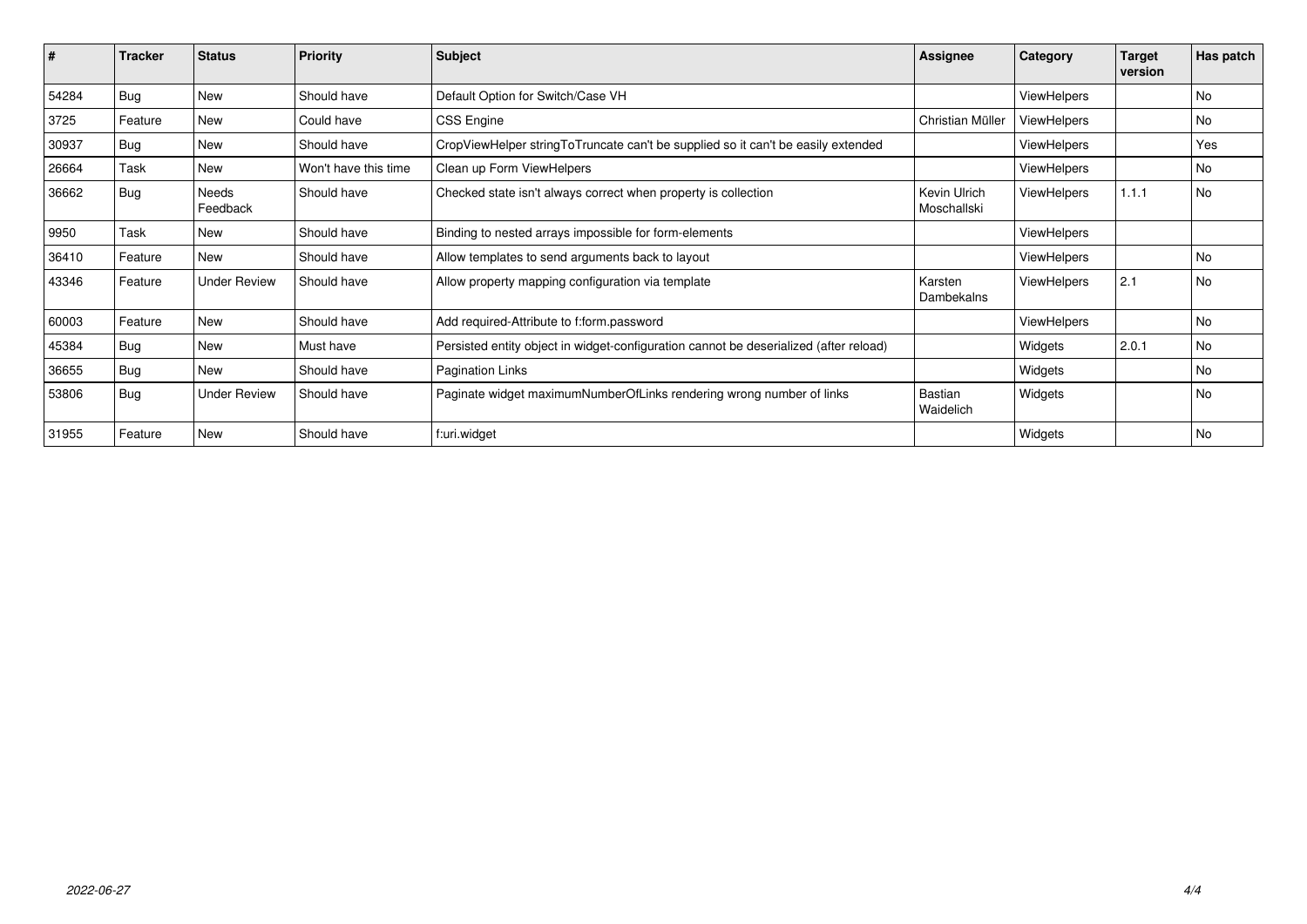| # | Tracker | Status | Priority | Subject | Assignee | Category | Target version | Has patch |
|---|---|---|---|---|---|---|---|---|
| 54284 | Bug | New | Should have | Default Option for Switch/Case VH | | ViewHelpers | | No |
| 3725 | Feature | New | Could have | CSS Engine | Christian Müller | ViewHelpers | | No |
| 30937 | Bug | New | Should have | CropViewHelper stringToTruncate can't be supplied so it can't be easily extended | | ViewHelpers | | Yes |
| 26664 | Task | New | Won't have this time | Clean up Form ViewHelpers | | ViewHelpers | | No |
| 36662 | Bug | Needs Feedback | Should have | Checked state isn't always correct when property is collection | Kevin Ulrich Moschallski | ViewHelpers | 1.1.1 | No |
| 9950 | Task | New | Should have | Binding to nested arrays impossible for form-elements | | ViewHelpers | | |
| 36410 | Feature | New | Should have | Allow templates to send arguments back to layout | | ViewHelpers | | No |
| 43346 | Feature | Under Review | Should have | Allow property mapping configuration via template | Karsten Dambekalns | ViewHelpers | 2.1 | No |
| 60003 | Feature | New | Should have | Add required-Attribute to f:form.password | | ViewHelpers | | No |
| 45384 | Bug | New | Must have | Persisted entity object in widget-configuration cannot be deserialized (after reload) | | Widgets | 2.0.1 | No |
| 36655 | Bug | New | Should have | Pagination Links | | Widgets | | No |
| 53806 | Bug | Under Review | Should have | Paginate widget maximumNumberOfLinks rendering wrong number of links | Bastian Waidelich | Widgets | | No |
| 31955 | Feature | New | Should have | f:uri.widget | | Widgets | | No |

2022-06-27